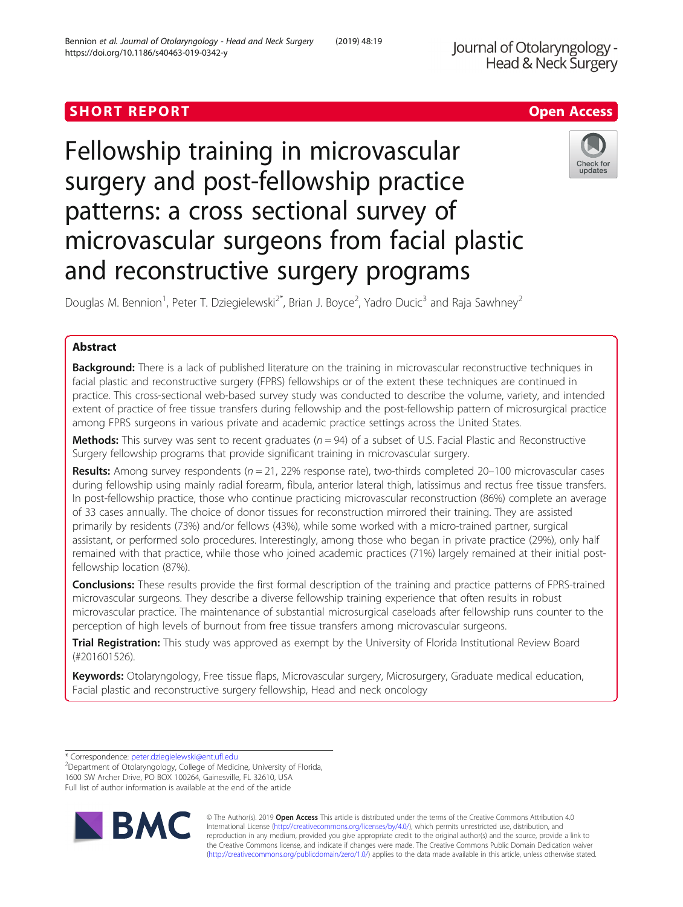SHORT REPORT

Open Access

# Fellowship training in microvascular surgery and post-fellowship practice patterns: a cross sectional survey of microvascular surgeons from facial plastic and reconstructive surgery programs

Douglas M. Bennion[1], Peter T. Dziegielewski[2*], Brian J. Boyce[2], Yadro Ducic[3] and Raja Sawhney[2]

## Abstract

**Background:** There is a lack of published literature on the training in microvascular reconstructive techniques in facial plastic and reconstructive surgery (FPRS) fellowships or of the extent these techniques are continued in practice. This cross-sectional web-based survey study was conducted to describe the volume, variety, and intended extent of practice of free tissue transfers during fellowship and the post-fellowship pattern of microsurgical practice among FPRS surgeons in various private and academic practice settings across the United States.

**Methods:** This survey was sent to recent graduates ($n = 94$) of a subset of U.S. Facial Plastic and Reconstructive Surgery fellowship programs that provide significant training in microvascular surgery.

**Results:** Among survey respondents ($n = 21$, 22% response rate), two-thirds completed 20–100 microvascular cases during fellowship using mainly radial forearm, fibula, anterior lateral thigh, latissimus and rectus free tissue transfers. In post-fellowship practice, those who continue practicing microvascular reconstruction (86%) complete an average of 33 cases annually. The choice of donor tissues for reconstruction mirrored their training. They are assisted primarily by residents (73%) and/or fellows (43%), while some worked with a micro-trained partner, surgical assistant, or performed solo procedures. Interestingly, among those who began in private practice (29%), only half remained with that practice, while those who joined academic practices (71%) largely remained at their initial post-fellowship location (87%).

**Conclusions:** These results provide the first formal description of the training and practice patterns of FPRS-trained microvascular surgeons. They describe a diverse fellowship training experience that often results in robust microvascular practice. The maintenance of substantial microsurgical caseloads after fellowship runs counter to the perception of high levels of burnout from free tissue transfers among microvascular surgeons.

**Trial Registration:** This study was approved as exempt by the University of Florida Institutional Review Board (#201601526).

**Keywords:** Otolaryngology, Free tissue flaps, Microvascular surgery, Microsurgery, Graduate medical education, Facial plastic and reconstructive surgery fellowship, Head and neck oncology

\* Correspondence: peter.dziegielewski@ent.ufl.edu

[2]Department of Otolaryngology, College of Medicine, University of Florida, 1600 SW Archer Drive, PO BOX 100264, Gainesville, FL 32610, USA

Full list of author information is available at the end of the article

© The Author(s). 2019 **Open Access** This article is distributed under the terms of the Creative Commons Attribution 4.0 International License (http://creativecommons.org/licenses/by/4.0/), which permits unrestricted use, distribution, and reproduction in any medium, provided you give appropriate credit to the original author(s) and the source, provide a link to the Creative Commons license, and indicate if changes were made. The Creative Commons Public Domain Dedication waiver (http://creativecommons.org/publicdomain/zero/1.0/) applies to the data made available in this article, unless otherwise stated.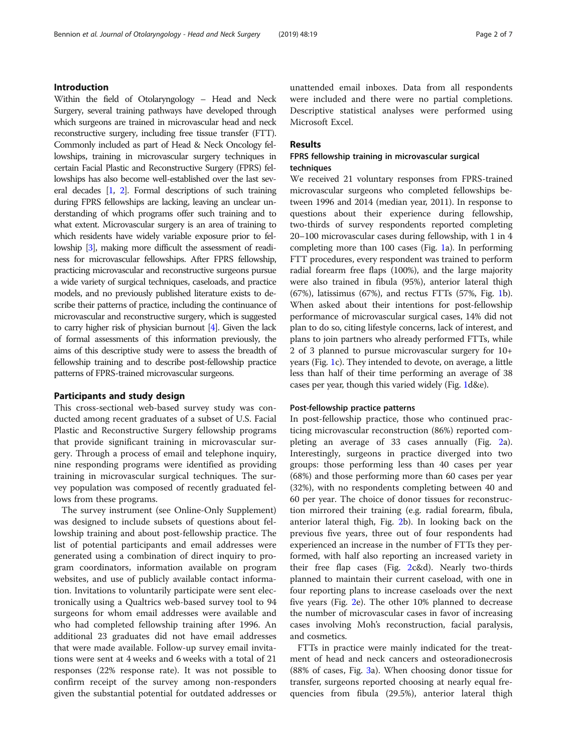## Introduction

Within the field of Otolaryngology – Head and Neck Surgery, several training pathways have developed through which surgeons are trained in microvascular head and neck reconstructive surgery, including free tissue transfer (FTT). Commonly included as part of Head & Neck Oncology fellowships, training in microvascular surgery techniques in certain Facial Plastic and Reconstructive Surgery (FPRS) fellowships has also become well-established over the last several decades [1, 2]. Formal descriptions of such training during FPRS fellowships are lacking, leaving an unclear understanding of which programs offer such training and to what extent. Microvascular surgery is an area of training to which residents have widely variable exposure prior to fellowship [3], making more difficult the assessment of readiness for microvascular fellowships. After FPRS fellowship, practicing microvascular and reconstructive surgeons pursue a wide variety of surgical techniques, caseloads, and practice models, and no previously published literature exists to describe their patterns of practice, including the continuance of microvascular and reconstructive surgery, which is suggested to carry higher risk of physician burnout [4]. Given the lack of formal assessments of this information previously, the aims of this descriptive study were to assess the breadth of fellowship training and to describe post-fellowship practice patterns of FPRS-trained microvascular surgeons.

## Participants and study design

This cross-sectional web-based survey study was conducted among recent graduates of a subset of U.S. Facial Plastic and Reconstructive Surgery fellowship programs that provide significant training in microvascular surgery. Through a process of email and telephone inquiry, nine responding programs were identified as providing training in microvascular surgical techniques. The survey population was composed of recently graduated fellows from these programs.

The survey instrument (see Online-Only Supplement) was designed to include subsets of questions about fellowship training and about post-fellowship practice. The list of potential participants and email addresses were generated using a combination of direct inquiry to program coordinators, information available on program websites, and use of publicly available contact information. Invitations to voluntarily participate were sent electronically using a Qualtrics web-based survey tool to 94 surgeons for whom email addresses were available and who had completed fellowship training after 1996. An additional 23 graduates did not have email addresses that were made available. Follow-up survey email invitations were sent at 4 weeks and 6 weeks with a total of 21 responses (22% response rate). It was not possible to confirm receipt of the survey among non-responders given the substantial potential for outdated addresses or unattended email inboxes. Data from all respondents were included and there were no partial completions. Descriptive statistical analyses were performed using Microsoft Excel.

## Results

### FPRS fellowship training in microvascular surgical techniques

We received 21 voluntary responses from FPRS-trained microvascular surgeons who completed fellowships between 1996 and 2014 (median year, 2011). In response to questions about their experience during fellowship, two-thirds of survey respondents reported completing 20–100 microvascular cases during fellowship, with 1 in 4 completing more than 100 cases (Fig. 1a). In performing FTT procedures, every respondent was trained to perform radial forearm free flaps (100%), and the large majority were also trained in fibula (95%), anterior lateral thigh (67%), latissimus (67%), and rectus FTTs (57%, Fig. 1b). When asked about their intentions for post-fellowship performance of microvascular surgical cases, 14% did not plan to do so, citing lifestyle concerns, lack of interest, and plans to join partners who already performed FTTs, while 2 of 3 planned to pursue microvascular surgery for 10+ years (Fig. 1c). They intended to devote, on average, a little less than half of their time performing an average of 38 cases per year, though this varied widely (Fig. 1d&e).

### Post-fellowship practice patterns

In post-fellowship practice, those who continued practicing microvascular reconstruction (86%) reported completing an average of 33 cases annually (Fig. 2a). Interestingly, surgeons in practice diverged into two groups: those performing less than 40 cases per year (68%) and those performing more than 60 cases per year (32%), with no respondents completing between 40 and 60 per year. The choice of donor tissues for reconstruction mirrored their training (e.g. radial forearm, fibula, anterior lateral thigh, Fig. 2b). In looking back on the previous five years, three out of four respondents had experienced an increase in the number of FTTs they performed, with half also reporting an increased variety in their free flap cases (Fig. 2c&d). Nearly two-thirds planned to maintain their current caseload, with one in four reporting plans to increase caseloads over the next five years (Fig. 2e). The other 10% planned to decrease the number of microvascular cases in favor of increasing cases involving Moh's reconstruction, facial paralysis, and cosmetics.

FTTs in practice were mainly indicated for the treatment of head and neck cancers and osteoradionecrosis (88% of cases, Fig. 3a). When choosing donor tissue for transfer, surgeons reported choosing at nearly equal frequencies from fibula (29.5%), anterior lateral thigh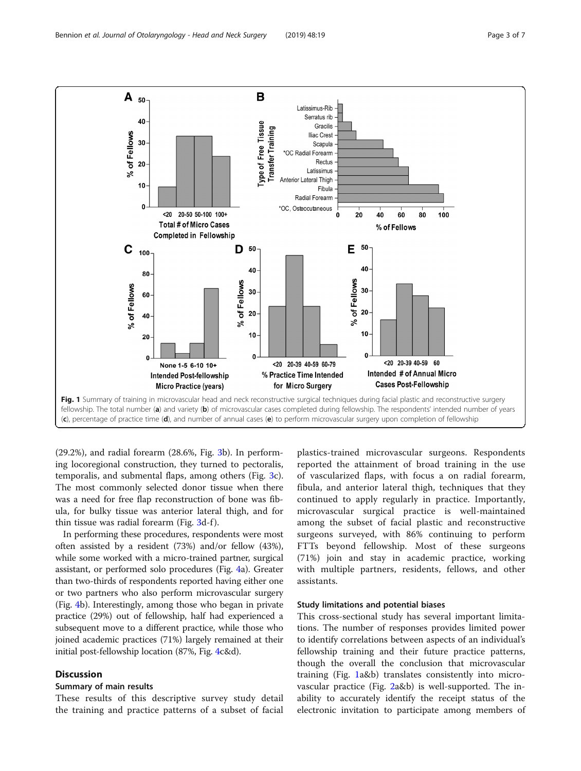**Fig. 1** Summary of training in microvascular head and neck reconstructive surgical techniques during facial plastic and reconstructive surgery fellowship. The total number (**a**) and variety (**b**) of microvascular cases completed during fellowship. The respondents' intended number of years (**c**), percentage of practice time (**d**), and number of annual cases (**e**) to perform microvascular surgery upon completion of fellowship

(29.2%), and radial forearm (28.6%, Fig. 3b). In performing locoregional construction, they turned to pectoralis, temporalis, and submental flaps, among others (Fig. 3c). The most commonly selected donor tissue when there was a need for free flap reconstruction of bone was fibula, for bulky tissue was anterior lateral thigh, and for thin tissue was radial forearm (Fig. 3d-f).

In performing these procedures, respondents were most often assisted by a resident (73%) and/or fellow (43%), while some worked with a micro-trained partner, surgical assistant, or performed solo procedures (Fig. 4a). Greater than two-thirds of respondents reported having either one or two partners who also perform microvascular surgery (Fig. 4b). Interestingly, among those who began in private practice (29%) out of fellowship, half had experienced a subsequent move to a different practice, while those who joined academic practices (71%) largely remained at their initial post-fellowship location (87%, Fig. 4c&d).

## Discussion

### Summary of main results

These results of this descriptive survey study detail the training and practice patterns of a subset of facial plastics-trained microvascular surgeons. Respondents reported the attainment of broad training in the use of vascularized flaps, with focus a on radial forearm, fibula, and anterior lateral thigh, techniques that they continued to apply regularly in practice. Importantly, microvascular surgical practice is well-maintained among the subset of facial plastic and reconstructive surgeons surveyed, with 86% continuing to perform FTTs beyond fellowship. Most of these surgeons (71%) join and stay in academic practice, working with multiple partners, residents, fellows, and other assistants.

### Study limitations and potential biases

This cross-sectional study has several important limitations. The number of responses provides limited power to identify correlations between aspects of an individual's fellowship training and their future practice patterns, though the overall the conclusion that microvascular training (Fig. 1a&b) translates consistently into microvascular practice (Fig. 2a&b) is well-supported. The inability to accurately identify the receipt status of the electronic invitation to participate among members of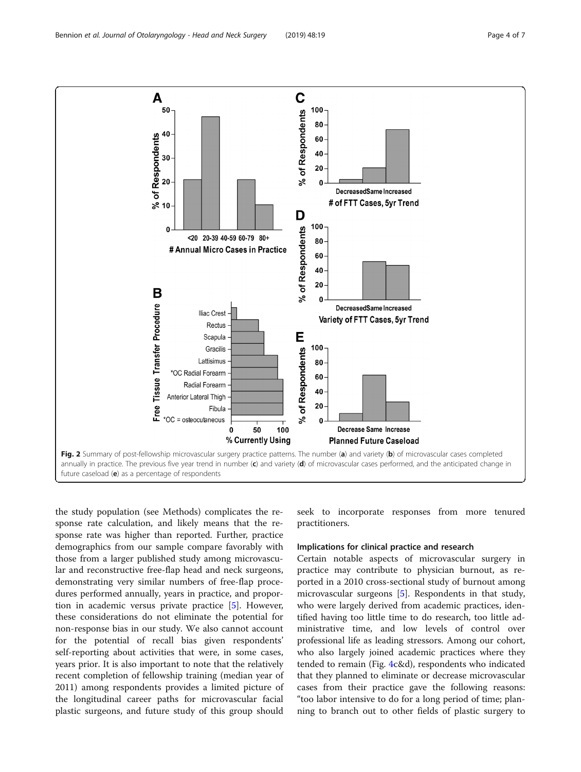Fig. 2 Summary of post-fellowship microvascular surgery practice patterns. The number (**a**) and variety (**b**) of microvascular cases completed annually in practice. The previous five year trend in number (**c**) and variety (**d**) of microvascular cases performed, and the anticipated change in future caseload (**e**) as a percentage of respondents

the study population (see Methods) complicates the response rate calculation, and likely means that the response rate was higher than reported. Further, practice demographics from our sample compare favorably with those from a larger published study among microvascular and reconstructive free-flap head and neck surgeons, demonstrating very similar numbers of free-flap procedures performed annually, years in practice, and proportion in academic versus private practice [5]. However, these considerations do not eliminate the potential for non-response bias in our study. We also cannot account for the potential of recall bias given respondents' self-reporting about activities that were, in some cases, years prior. It is also important to note that the relatively recent completion of fellowship training (median year of 2011) among respondents provides a limited picture of the longitudinal career paths for microvascular facial plastic surgeons, and future study of this group should seek to incorporate responses from more tenured practitioners.

## Implications for clinical practice and research

Certain notable aspects of microvascular surgery in practice may contribute to physician burnout, as reported in a 2010 cross-sectional study of burnout among microvascular surgeons [5]. Respondents in that study, who were largely derived from academic practices, identified having too little time to do research, too little administrative time, and low levels of control over professional life as leading stressors. Among our cohort, who also largely joined academic practices where they tended to remain (Fig. 4c&d), respondents who indicated that they planned to eliminate or decrease microvascular cases from their practice gave the following reasons: "too labor intensive to do for a long period of time; planning to branch out to other fields of plastic surgery to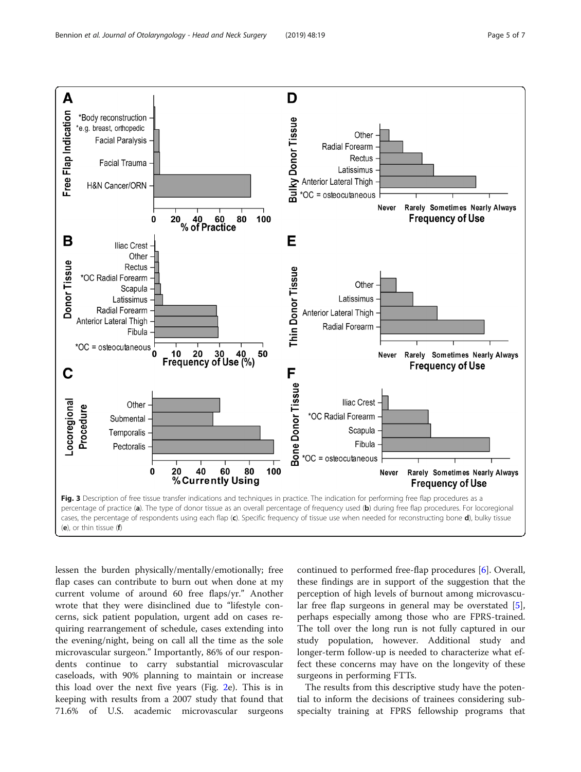**Fig. 3** Description of free tissue transfer indications and techniques in practice. The indication for performing free flap procedures as a percentage of practice (**a**). The type of donor tissue as an overall percentage of frequency used (**b**) during free flap procedures. For locoregional cases, the percentage of respondents using each flap (**c**). Specific frequency of tissue use when needed for reconstructing bone **d**), bulky tissue (**e**), or thin tissue (**f**)

lessen the burden physically/mentally/emotionally; free flap cases can contribute to burn out when done at my current volume of around 60 free flaps/yr." Another wrote that they were disinclined due to "lifestyle concerns, sick patient population, urgent add on cases requiring rearrangement of schedule, cases extending into the evening/night, being on call all the time as the sole microvascular surgeon." Importantly, 86% of our respondents continue to carry substantial microvascular caseloads, with 90% planning to maintain or increase this load over the next five years (Fig. 2e). This is in keeping with results from a 2007 study that found that 71.6% of U.S. academic microvascular surgeons continued to performed free-flap procedures [6]. Overall, these findings are in support of the suggestion that the perception of high levels of burnout among microvascular free flap surgeons in general may be overstated [5], perhaps especially among those who are FPRS-trained. The toll over the long run is not fully captured in our study population, however. Additional study and longer-term follow-up is needed to characterize what effect these concerns may have on the longevity of these surgeons in performing FTTs.

The results from this descriptive study have the potential to inform the decisions of trainees considering subspecialty training at FPRS fellowship programs that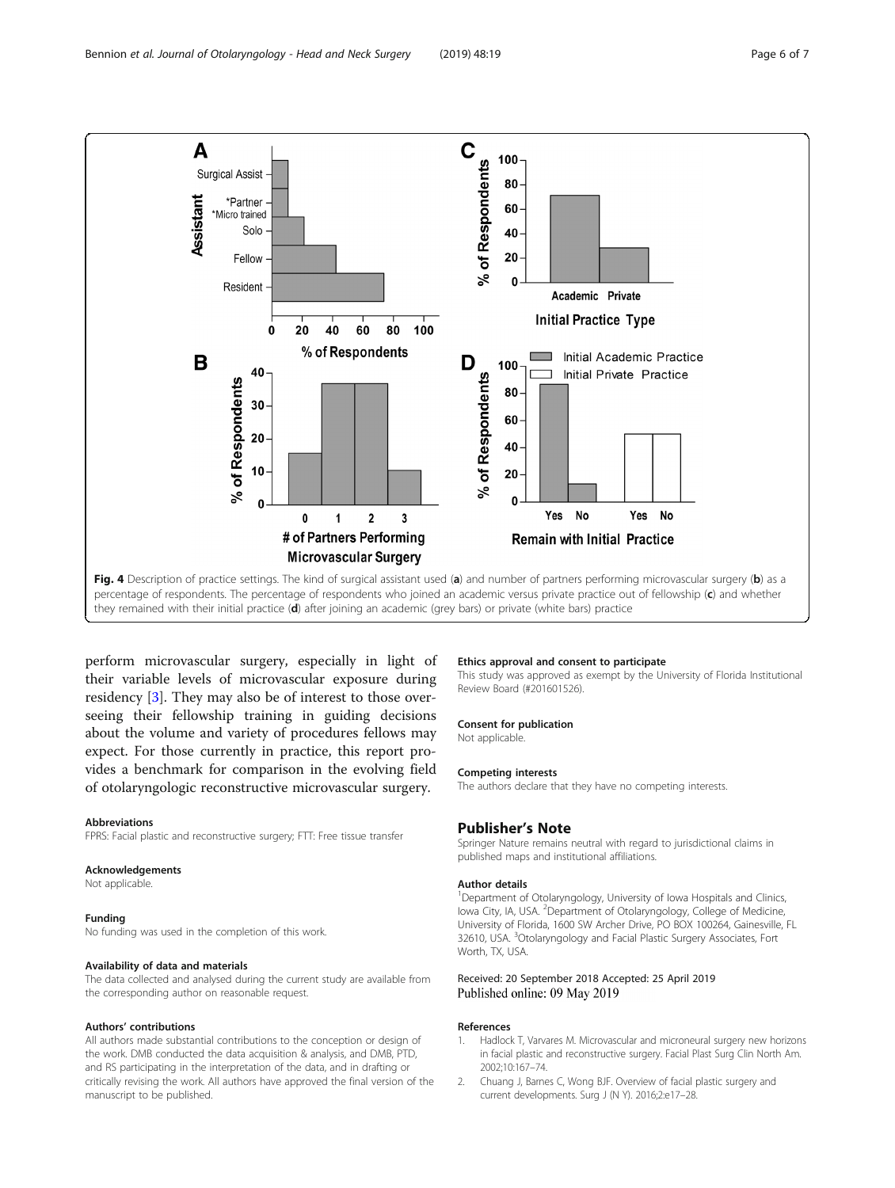Fig. 4 Description of practice settings. The kind of surgical assistant used (**a**) and number of partners performing microvascular surgery (**b**) as a percentage of respondents. The percentage of respondents who joined an academic versus private practice out of fellowship (**c**) and whether they remained with their initial practice (**d**) after joining an academic (grey bars) or private (white bars) practice

perform microvascular surgery, especially in light of their variable levels of microvascular exposure during residency [3]. They may also be of interest to those overseeing their fellowship training in guiding decisions about the volume and variety of procedures fellows may expect. For those currently in practice, this report provides a benchmark for comparison in the evolving field of otolaryngologic reconstructive microvascular surgery.

#### Abbreviations

FPRS: Facial plastic and reconstructive surgery; FTT: Free tissue transfer

#### Acknowledgements

Not applicable.

#### Funding

No funding was used in the completion of this work.

#### Availability of data and materials

The data collected and analysed during the current study are available from the corresponding author on reasonable request.

#### Authors' contributions

All authors made substantial contributions to the conception or design of the work. DMB conducted the data acquisition & analysis, and DMB, PTD, and RS participating in the interpretation of the data, and in drafting or critically revising the work. All authors have approved the final version of the manuscript to be published.

#### Ethics approval and consent to participate

This study was approved as exempt by the University of Florida Institutional Review Board (#201601526).

#### Consent for publication

Not applicable.

#### Competing interests

The authors declare that they have no competing interests.

## Publisher's Note

Springer Nature remains neutral with regard to jurisdictional claims in published maps and institutional affiliations.

#### Author details

[1]Department of Otolaryngology, University of Iowa Hospitals and Clinics, Iowa City, IA, USA. [2]Department of Otolaryngology, College of Medicine, University of Florida, 1600 SW Archer Drive, PO BOX 100264, Gainesville, FL 32610, USA. [3]Otolaryngology and Facial Plastic Surgery Associates, Fort Worth, TX, USA.

Received: 20 September 2018 Accepted: 25 April 2019
Published online: 09 May 2019

#### References

1. Hadlock T, Varvares M. Microvascular and microneural surgery new horizons in facial plastic and reconstructive surgery. Facial Plast Surg Clin North Am. 2002;10:167–74.
2. Chuang J, Barnes C, Wong BJF. Overview of facial plastic surgery and current developments. Surg J (N Y). 2016;2:e17–28.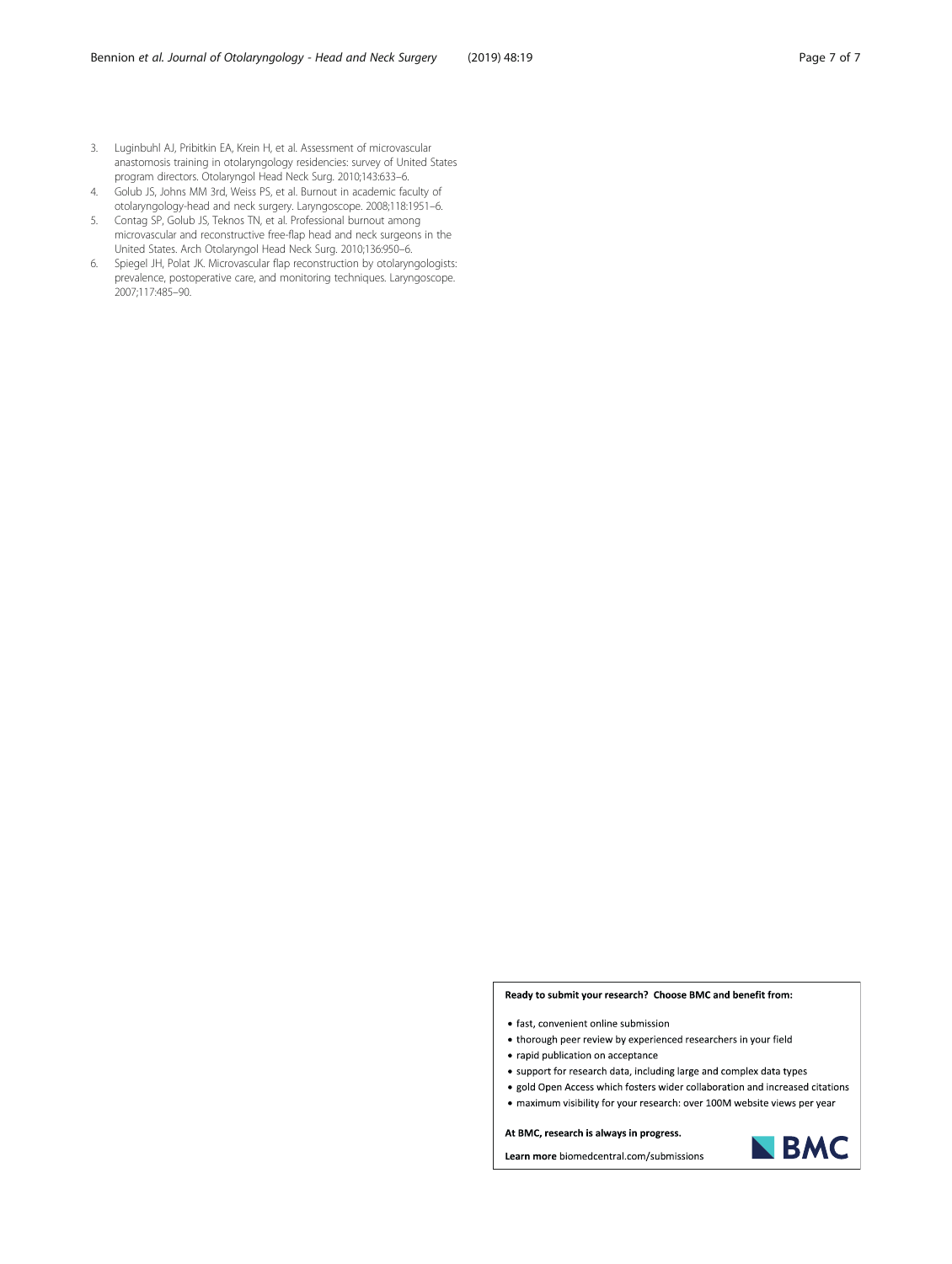3. Luginbuhl AJ, Pribitkin EA, Krein H, et al. Assessment of microvascular anastomosis training in otolaryngology residencies: survey of United States program directors. Otolaryngol Head Neck Surg. 2010;143:633–6.
4. Golub JS, Johns MM 3rd, Weiss PS, et al. Burnout in academic faculty of otolaryngology-head and neck surgery. Laryngoscope. 2008;118:1951–6.
5. Contag SP, Golub JS, Teknos TN, et al. Professional burnout among microvascular and reconstructive free-flap head and neck surgeons in the United States. Arch Otolaryngol Head Neck Surg. 2010;136:950–6.
6. Spiegel JH, Polat JK. Microvascular flap reconstruction by otolaryngologists: prevalence, postoperative care, and monitoring techniques. Laryngoscope. 2007;117:485–90.

**Ready to submit your research? Choose BMC and benefit from:**

- fast, convenient online submission
- thorough peer review by experienced researchers in your field
- rapid publication on acceptance
- support for research data, including large and complex data types
- gold Open Access which fosters wider collaboration and increased citations
- maximum visibility for your research: over 100M website views per year

**At BMC, research is always in progress.**

**Learn more** biomedcentral.com/submissions

BMC